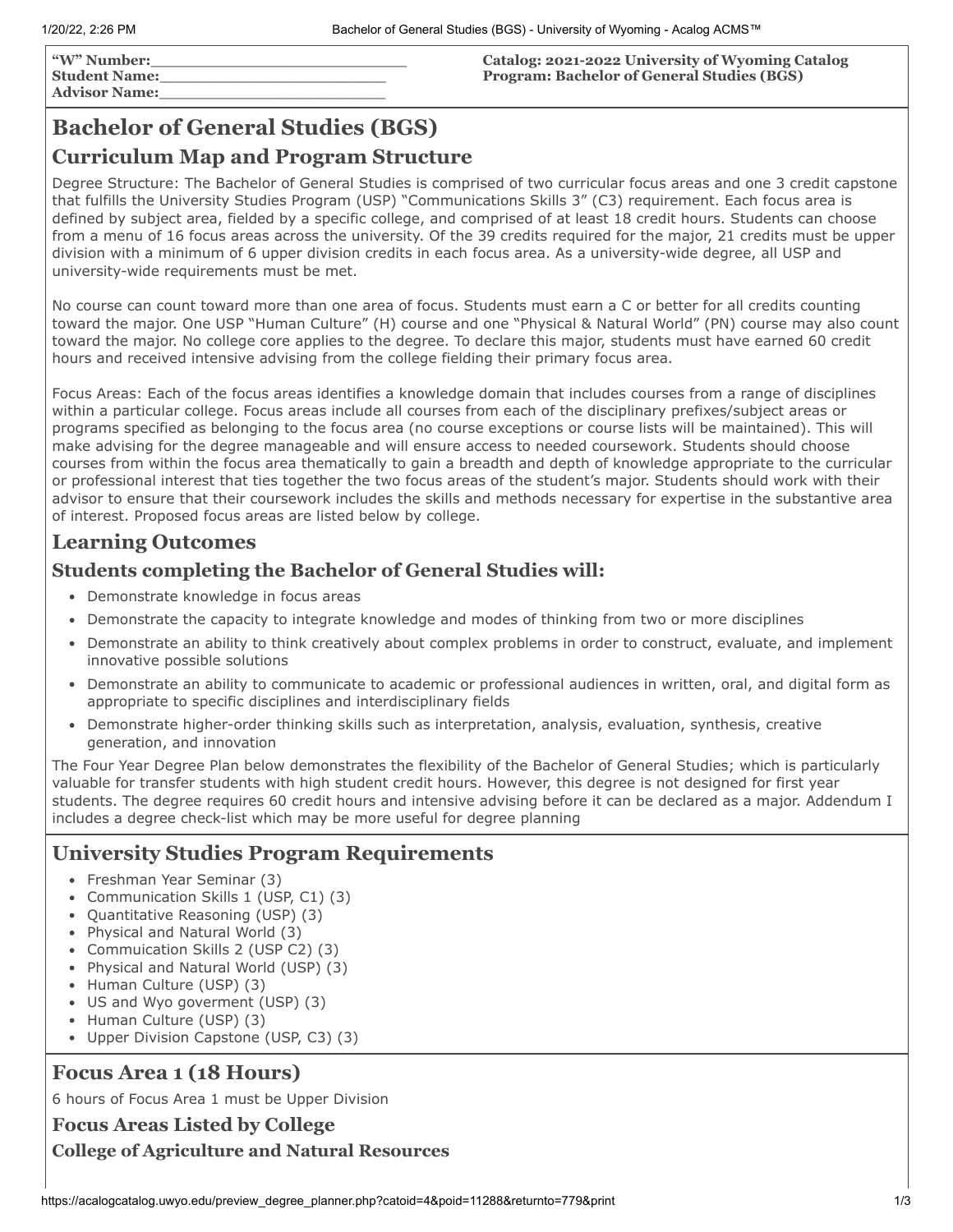**"W" Number:**\_\_\_\_\_\_\_\_\_\_\_\_\_\_\_\_\_\_\_\_\_\_\_\_\_\_
**Student Name:**\_\_\_\_\_\_\_\_\_\_\_\_\_\_\_\_\_\_\_\_\_\_\_\_
**Advisor Name:**\_\_\_\_\_\_\_\_\_\_\_\_\_\_\_\_\_\_\_\_\_\_\_\_

**Catalog: 2021-2022 University of Wyoming Catalog**
**Program: Bachelor of General Studies (BGS)**

# Bachelor of General Studies (BGS)

## Curriculum Map and Program Structure

Degree Structure: The Bachelor of General Studies is comprised of two curricular focus areas and one 3 credit capstone that fulfills the University Studies Program (USP) "Communications Skills 3" (C3) requirement. Each focus area is defined by subject area, fielded by a specific college, and comprised of at least 18 credit hours. Students can choose from a menu of 16 focus areas across the university. Of the 39 credits required for the major, 21 credits must be upper division with a minimum of 6 upper division credits in each focus area. As a university-wide degree, all USP and university-wide requirements must be met.

No course can count toward more than one area of focus. Students must earn a C or better for all credits counting toward the major. One USP "Human Culture" (H) course and one "Physical & Natural World" (PN) course may also count toward the major. No college core applies to the degree. To declare this major, students must have earned 60 credit hours and received intensive advising from the college fielding their primary focus area.

Focus Areas: Each of the focus areas identifies a knowledge domain that includes courses from a range of disciplines within a particular college. Focus areas include all courses from each of the disciplinary prefixes/subject areas or programs specified as belonging to the focus area (no course exceptions or course lists will be maintained). This will make advising for the degree manageable and will ensure access to needed coursework. Students should choose courses from within the focus area thematically to gain a breadth and depth of knowledge appropriate to the curricular or professional interest that ties together the two focus areas of the student's major. Students should work with their advisor to ensure that their coursework includes the skills and methods necessary for expertise in the substantive area of interest. Proposed focus areas are listed below by college.

## Learning Outcomes

### Students completing the Bachelor of General Studies will:

- Demonstrate knowledge in focus areas
- Demonstrate the capacity to integrate knowledge and modes of thinking from two or more disciplines
- Demonstrate an ability to think creatively about complex problems in order to construct, evaluate, and implement innovative possible solutions
- Demonstrate an ability to communicate to academic or professional audiences in written, oral, and digital form as appropriate to specific disciplines and interdisciplinary fields
- Demonstrate higher-order thinking skills such as interpretation, analysis, evaluation, synthesis, creative generation, and innovation

The Four Year Degree Plan below demonstrates the flexibility of the Bachelor of General Studies; which is particularly valuable for transfer students with high student credit hours. However, this degree is not designed for first year students. The degree requires 60 credit hours and intensive advising before it can be declared as a major. Addendum I includes a degree check-list which may be more useful for degree planning

## University Studies Program Requirements

- Freshman Year Seminar (3)
- Communication Skills 1 (USP, C1) (3)
- Quantitative Reasoning (USP) (3)
- Physical and Natural World (3)
- Commuication Skills 2 (USP C2) (3)
- Physical and Natural World (USP) (3)
- Human Culture (USP) (3)
- US and Wyo goverment (USP) (3)
- Human Culture (USP) (3)
- Upper Division Capstone (USP, C3) (3)

## Focus Area 1 (18 Hours)

6 hours of Focus Area 1 must be Upper Division

### Focus Areas Listed by College

#### College of Agriculture and Natural Resources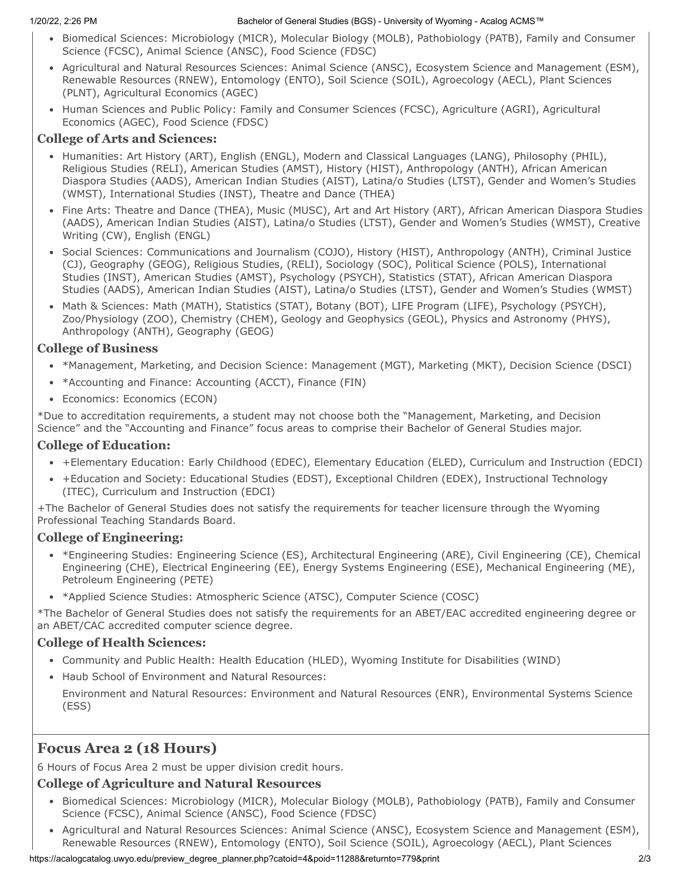- Biomedical Sciences: Microbiology (MICR), Molecular Biology (MOLB), Pathobiology (PATB), Family and Consumer Science (FCSC), Animal Science (ANSC), Food Science (FDSC)
- Agricultural and Natural Resources Sciences: Animal Science (ANSC), Ecosystem Science and Management (ESM), Renewable Resources (RNEW), Entomology (ENTO), Soil Science (SOIL), Agroecology (AECL), Plant Sciences (PLNT), Agricultural Economics (AGEC)
- Human Sciences and Public Policy: Family and Consumer Sciences (FCSC), Agriculture (AGRI), Agricultural Economics (AGEC), Food Science (FDSC)

### College of Arts and Sciences:

- Humanities: Art History (ART), English (ENGL), Modern and Classical Languages (LANG), Philosophy (PHIL), Religious Studies (RELI), American Studies (AMST), History (HIST), Anthropology (ANTH), African American Diaspora Studies (AADS), American Indian Studies (AIST), Latina/o Studies (LTST), Gender and Women's Studies (WMST), International Studies (INST), Theatre and Dance (THEA)
- Fine Arts: Theatre and Dance (THEA), Music (MUSC), Art and Art History (ART), African American Diaspora Studies (AADS), American Indian Studies (AIST), Latina/o Studies (LTST), Gender and Women's Studies (WMST), Creative Writing (CW), English (ENGL)
- Social Sciences: Communications and Journalism (COJO), History (HIST), Anthropology (ANTH), Criminal Justice (CJ), Geography (GEOG), Religious Studies, (RELI), Sociology (SOC), Political Science (POLS), International Studies (INST), American Studies (AMST), Psychology (PSYCH), Statistics (STAT), African American Diaspora Studies (AADS), American Indian Studies (AIST), Latina/o Studies (LTST), Gender and Women's Studies (WMST)
- Math & Sciences: Math (MATH), Statistics (STAT), Botany (BOT), LIFE Program (LIFE), Psychology (PSYCH), Zoo/Physiology (ZOO), Chemistry (CHEM), Geology and Geophysics (GEOL), Physics and Astronomy (PHYS), Anthropology (ANTH), Geography (GEOG)

### College of Business

- *Management, Marketing, and Decision Science: Management (MGT), Marketing (MKT), Decision Science (DSCI)
- *Accounting and Finance: Accounting (ACCT), Finance (FIN)
- Economics: Economics (ECON)

*Due to accreditation requirements, a student may not choose both the "Management, Marketing, and Decision Science" and the "Accounting and Finance" focus areas to comprise their Bachelor of General Studies major.

### College of Education:

- +Elementary Education: Early Childhood (EDEC), Elementary Education (ELED), Curriculum and Instruction (EDCI)
- +Education and Society: Educational Studies (EDST), Exceptional Children (EDEX), Instructional Technology (ITEC), Curriculum and Instruction (EDCI)

+The Bachelor of General Studies does not satisfy the requirements for teacher licensure through the Wyoming Professional Teaching Standards Board.

### College of Engineering:

- *Engineering Studies: Engineering Science (ES), Architectural Engineering (ARE), Civil Engineering (CE), Chemical Engineering (CHE), Electrical Engineering (EE), Energy Systems Engineering (ESE), Mechanical Engineering (ME), Petroleum Engineering (PETE)
- *Applied Science Studies: Atmospheric Science (ATSC), Computer Science (COSC)

*The Bachelor of General Studies does not satisfy the requirements for an ABET/EAC accredited engineering degree or an ABET/CAC accredited computer science degree.

### College of Health Sciences:

- Community and Public Health: Health Education (HLED), Wyoming Institute for Disabilities (WIND)
- Haub School of Environment and Natural Resources:

  Environment and Natural Resources: Environment and Natural Resources (ENR), Environmental Systems Science (ESS)

## Focus Area 2 (18 Hours)

6 Hours of Focus Area 2 must be upper division credit hours.

### College of Agriculture and Natural Resources

- Biomedical Sciences: Microbiology (MICR), Molecular Biology (MOLB), Pathobiology (PATB), Family and Consumer Science (FCSC), Animal Science (ANSC), Food Science (FDSC)
- Agricultural and Natural Resources Sciences: Animal Science (ANSC), Ecosystem Science and Management (ESM), Renewable Resources (RNEW), Entomology (ENTO), Soil Science (SOIL), Agroecology (AECL), Plant Sciences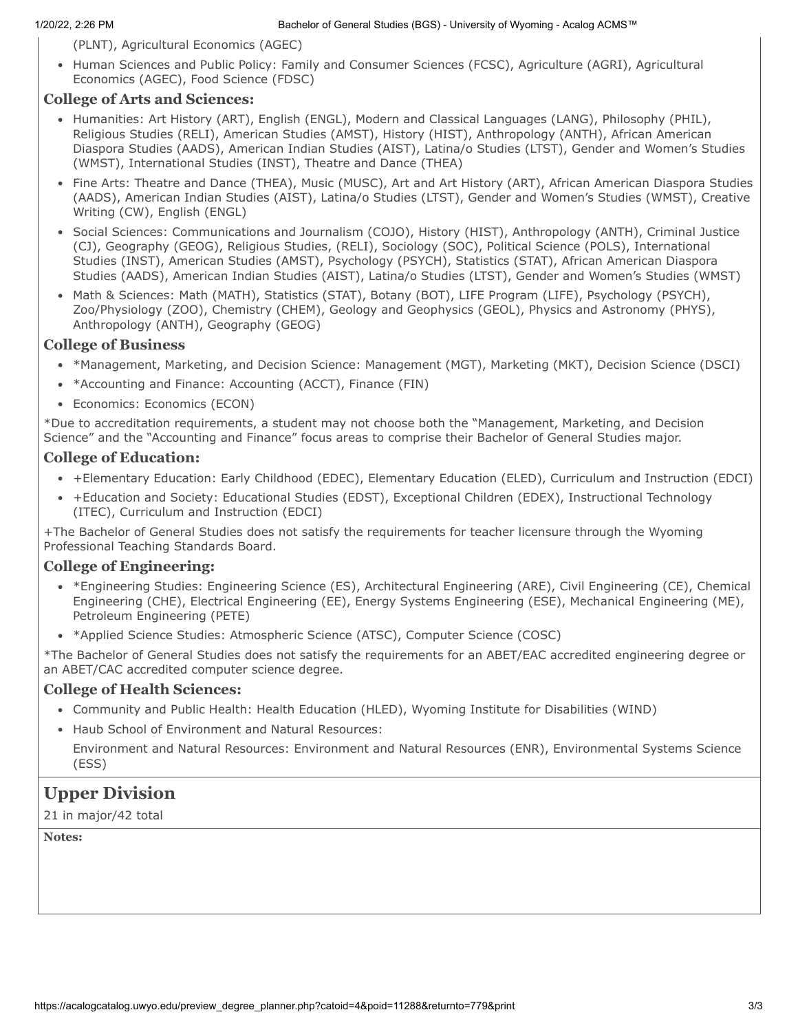(PLNT), Agricultural Economics (AGEC)

- Human Sciences and Public Policy: Family and Consumer Sciences (FCSC), Agriculture (AGRI), Agricultural Economics (AGEC), Food Science (FDSC)

### College of Arts and Sciences:

- Humanities: Art History (ART), English (ENGL), Modern and Classical Languages (LANG), Philosophy (PHIL), Religious Studies (RELI), American Studies (AMST), History (HIST), Anthropology (ANTH), African American Diaspora Studies (AADS), American Indian Studies (AIST), Latina/o Studies (LTST), Gender and Women's Studies (WMST), International Studies (INST), Theatre and Dance (THEA)
- Fine Arts: Theatre and Dance (THEA), Music (MUSC), Art and Art History (ART), African American Diaspora Studies (AADS), American Indian Studies (AIST), Latina/o Studies (LTST), Gender and Women's Studies (WMST), Creative Writing (CW), English (ENGL)
- Social Sciences: Communications and Journalism (COJO), History (HIST), Anthropology (ANTH), Criminal Justice (CJ), Geography (GEOG), Religious Studies, (RELI), Sociology (SOC), Political Science (POLS), International Studies (INST), American Studies (AMST), Psychology (PSYCH), Statistics (STAT), African American Diaspora Studies (AADS), American Indian Studies (AIST), Latina/o Studies (LTST), Gender and Women's Studies (WMST)
- Math & Sciences: Math (MATH), Statistics (STAT), Botany (BOT), LIFE Program (LIFE), Psychology (PSYCH), Zoo/Physiology (ZOO), Chemistry (CHEM), Geology and Geophysics (GEOL), Physics and Astronomy (PHYS), Anthropology (ANTH), Geography (GEOG)

### College of Business

- *Management, Marketing, and Decision Science: Management (MGT), Marketing (MKT), Decision Science (DSCI)
- *Accounting and Finance: Accounting (ACCT), Finance (FIN)
- Economics: Economics (ECON)

*Due to accreditation requirements, a student may not choose both the "Management, Marketing, and Decision Science" and the "Accounting and Finance" focus areas to comprise their Bachelor of General Studies major.

### College of Education:

- +Elementary Education: Early Childhood (EDEC), Elementary Education (ELED), Curriculum and Instruction (EDCI)
- +Education and Society: Educational Studies (EDST), Exceptional Children (EDEX), Instructional Technology (ITEC), Curriculum and Instruction (EDCI)

+The Bachelor of General Studies does not satisfy the requirements for teacher licensure through the Wyoming Professional Teaching Standards Board.

### College of Engineering:

- *Engineering Studies: Engineering Science (ES), Architectural Engineering (ARE), Civil Engineering (CE), Chemical Engineering (CHE), Electrical Engineering (EE), Energy Systems Engineering (ESE), Mechanical Engineering (ME), Petroleum Engineering (PETE)
- *Applied Science Studies: Atmospheric Science (ATSC), Computer Science (COSC)

*The Bachelor of General Studies does not satisfy the requirements for an ABET/EAC accredited engineering degree or an ABET/CAC accredited computer science degree.

### College of Health Sciences:

- Community and Public Health: Health Education (HLED), Wyoming Institute for Disabilities (WIND)
- Haub School of Environment and Natural Resources:

  Environment and Natural Resources: Environment and Natural Resources (ENR), Environmental Systems Science (ESS)

## Upper Division

21 in major/42 total

**Notes:**